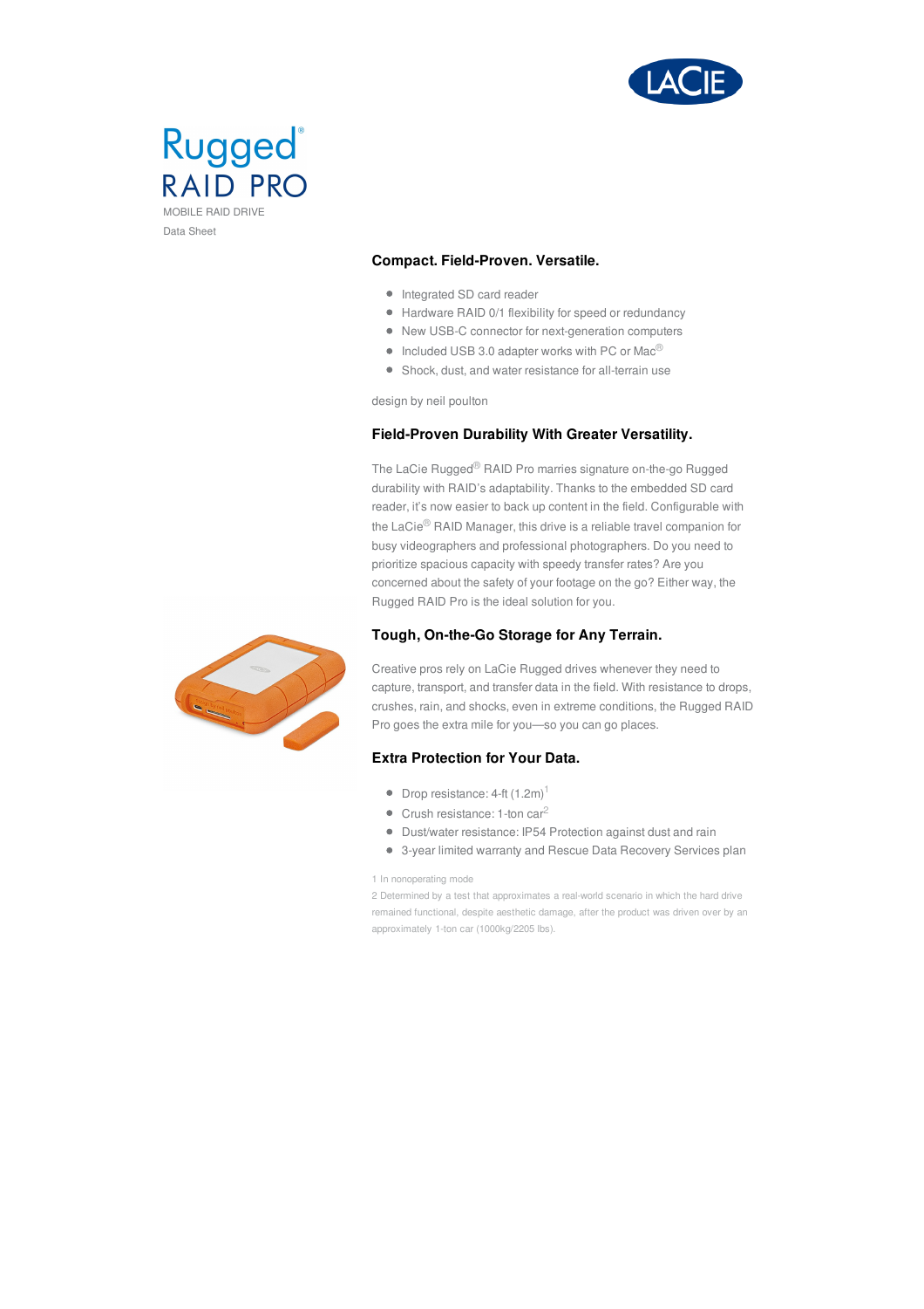# Rugged® RAID PRO

MOBILE RAID DRIVE

Data Sheet

## Compact. Field-Proven. Versatile.

- Integrated SD card reader
- Hardware RAID 0/1 flexibility for speed or redundancy
- New USB-C connector for next-generation computers
- Included USB 3.0 adapter works with PC or Mac®
- Shock, dust, and water resistance for all-terrain use

design by neil poulton

## Field-Proven Durability With Greater Versatility.

The LaCie Rugged® RAID Pro marries signature on-the-go Rugged durability with RAID's adaptability. Thanks to the embedded SD card reader, it's now easier to back up content in the field. Configurable with the LaCie® RAID Manager, this drive is a reliable travel companion for busy videographers and professional photographers. Do you need to prioritize spacious capacity with speedy transfer rates? Are you concerned about the safety of your footage on the go? Either way, the Rugged RAID Pro is the ideal solution for you.

## Tough, On-the-Go Storage for Any Terrain.

Creative pros rely on LaCie Rugged drives whenever they need to capture, transport, and transfer data in the field. With resistance to drops, crushes, rain, and shocks, even in extreme conditions, the Rugged RAID Pro goes the extra mile for you—so you can go places.

## Extra Protection for Your Data.

- Drop resistance: 4-ft (1.2m)[1]
- Crush resistance: 1-ton car[2]
- Dust/water resistance: IP54 Protection against dust and rain
- 3-year limited warranty and Rescue Data Recovery Services plan

1 In nonoperating mode

2 Determined by a test that approximates a real-world scenario in which the hard drive remained functional, despite aesthetic damage, after the product was driven over by an approximately 1-ton car (1000kg/2205 lbs).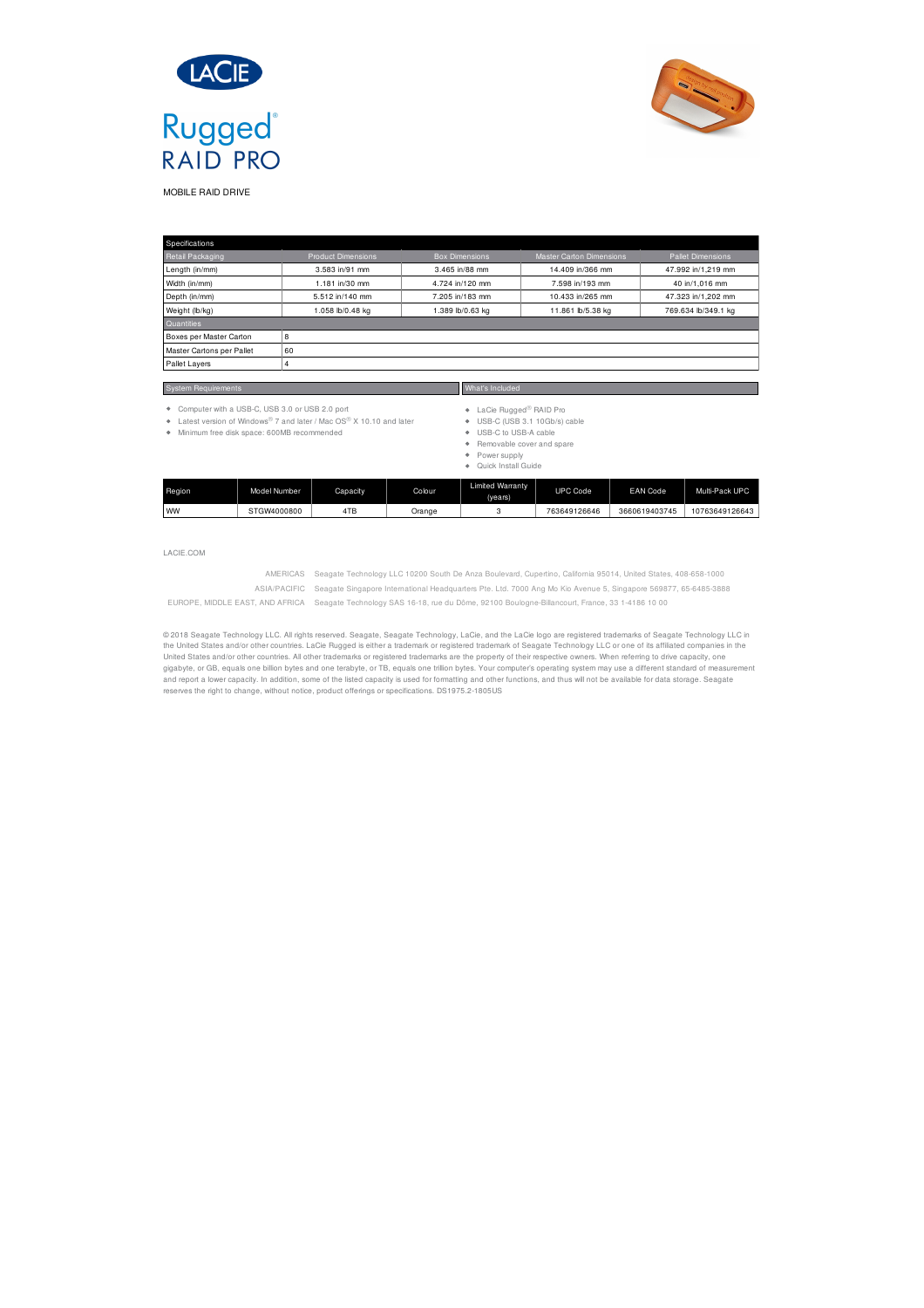# Rugged® RAID PRO

MOBILE RAID DRIVE

| Specifications | | | | |
|---|---|---|---|---|
| Retail Packaging | Product Dimensions | Box Dimensions | Master Carton Dimensions | Pallet Dimensions |
| Length (in/mm) | 3.583 in/91 mm | 3.465 in/88 mm | 14.409 in/366 mm | 47.992 in/1,219 mm |
| Width (in/mm) | 1.181 in/30 mm | 4.724 in/120 mm | 7.598 in/193 mm | 40 in/1,016 mm |
| Depth (in/mm) | 5.512 in/140 mm | 7.205 in/183 mm | 10.433 in/265 mm | 47.323 in/1,202 mm |
| Weight (lb/kg) | 1.058 lb/0.48 kg | 1.389 lb/0.63 kg | 11.861 lb/5.38 kg | 769.634 lb/349.1 kg |
| Quantities | | | | |
| Boxes per Master Carton | 8 | | | |
| Master Cartons per Pallet | 60 | | | |
| Pallet Layers | 4 | | | |

## System Requirements

- Computer with a USB-C, USB 3.0 or USB 2.0 port
- Latest version of Windows® 7 and later / Mac OS® X 10.10 and later
- Minimum free disk space: 600MB recommended

## What's Included

- LaCie Rugged® RAID Pro
- USB-C (USB 3.1 10Gb/s) cable
- USB-C to USB-A cable
- Removable cover and spare
- Power supply
- Quick Install Guide

| Region | Model Number | Capacity | Colour | Limited Warranty (years) | UPC Code | EAN Code | Multi-Pack UPC |
|---|---|---|---|---|---|---|---|
| WW | STGW4000800 | 4TB | Orange | 3 | 763649126646 | 3660619403745 | 10763649126643 |

LACIE.COM

AMERICAS Seagate Technology LLC 10200 South De Anza Boulevard, Cupertino, California 95014, United States, 408-658-1000

ASIA/PACIFIC Seagate Singapore International Headquarters Pte. Ltd. 7000 Ang Mo Kio Avenue 5, Singapore 569877, 65-6485-3888

EUROPE, MIDDLE EAST, AND AFRICA Seagate Technology SAS 16-18, rue du Dôme, 92100 Boulogne-Billancourt, France, 33 1-4186 10 00

© 2018 Seagate Technology LLC. All rights reserved. Seagate, Seagate Technology, LaCie, and the LaCie logo are registered trademarks of Seagate Technology LLC in the United States and/or other countries. LaCie Rugged is either a trademark or registered trademark of Seagate Technology LLC or one of its affiliated companies in the United States and/or other countries. All other trademarks or registered trademarks are the property of their respective owners. When referring to drive capacity, one gigabyte, or GB, equals one billion bytes and one terabyte, or TB, equals one trillion bytes. Your computer's operating system may use a different standard of measurement and report a lower capacity. In addition, some of the listed capacity is used for formatting and other functions, and thus will not be available for data storage. Seagate reserves the right to change, without notice, product offerings or specifications. DS1975.2-1805US